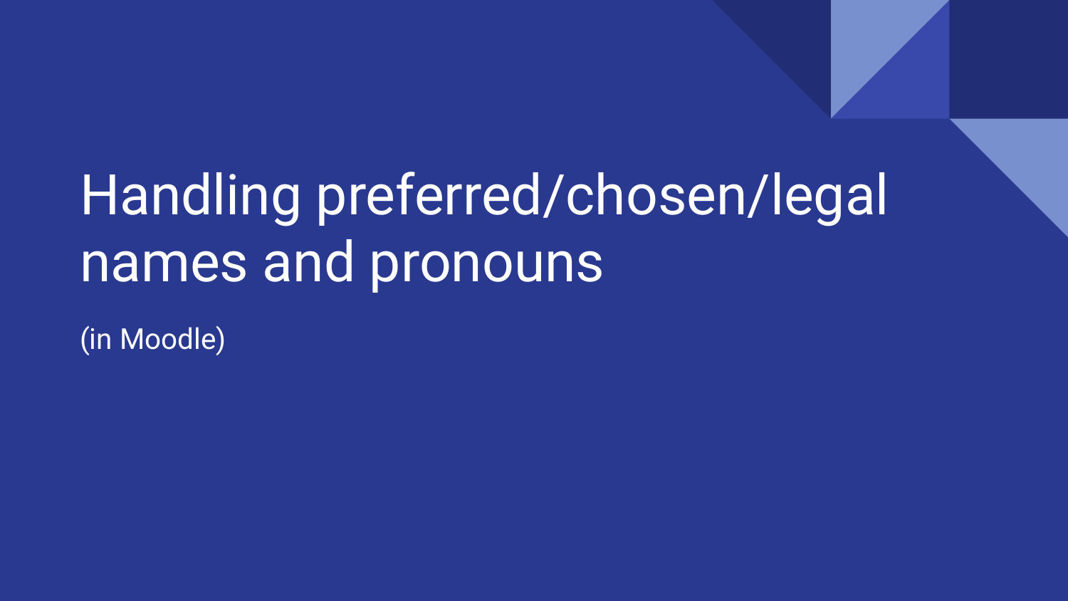# Handling preferred/chosen/legal names and pronouns

(in Moodle)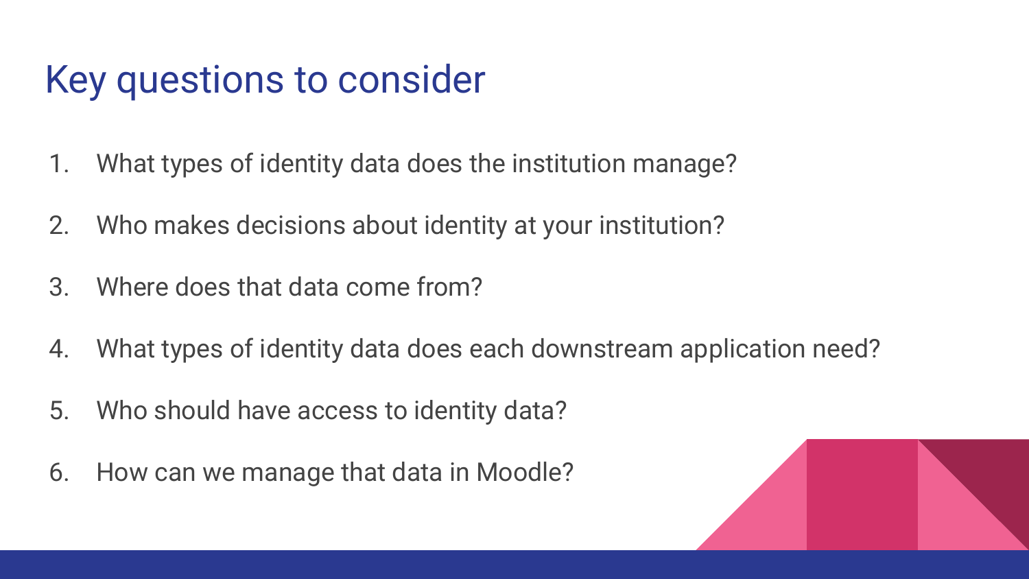# Key questions to consider

1. What types of identity data does the institution manage?
2. Who makes decisions about identity at your institution?
3. Where does that data come from?
4. What types of identity data does each downstream application need?
5. Who should have access to identity data?
6. How can we manage that data in Moodle?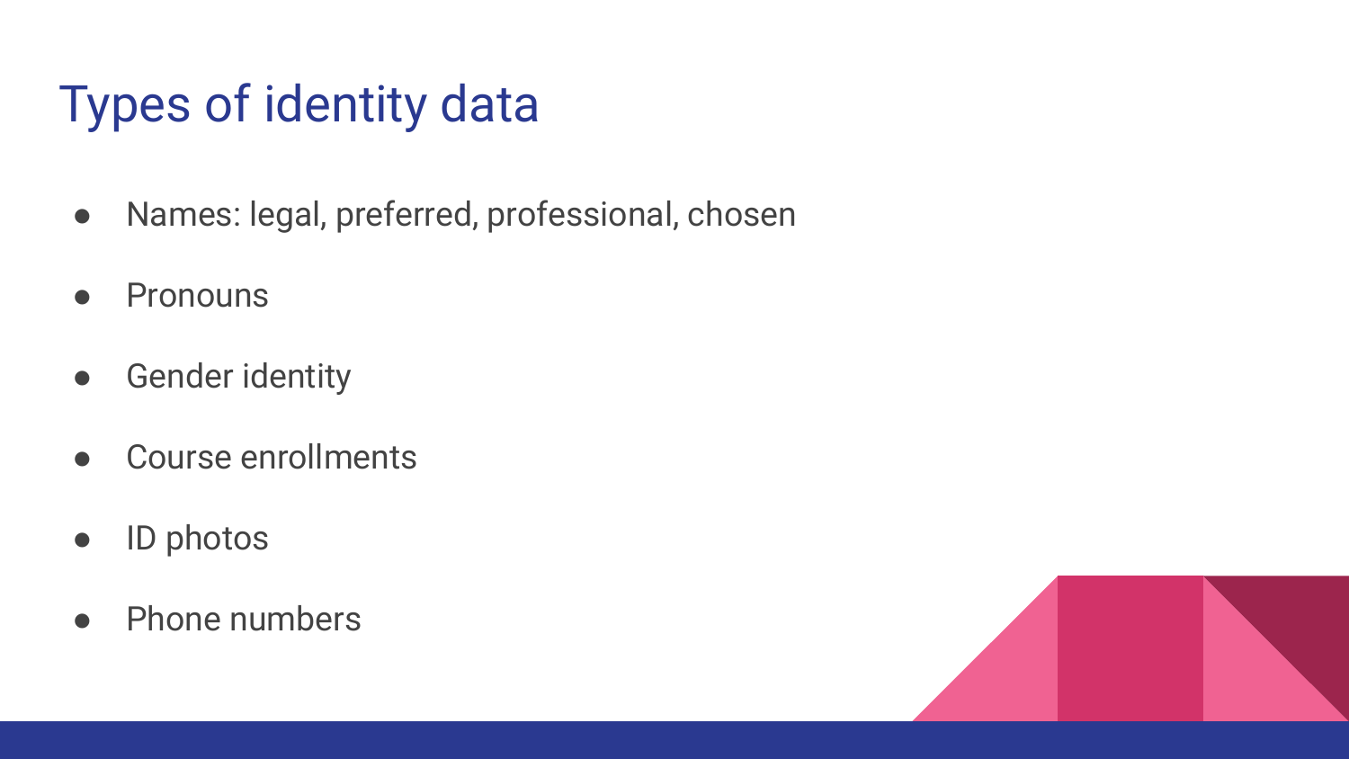# Types of identity data

- Names: legal, preferred, professional, chosen
- Pronouns
- Gender identity
- Course enrollments
- ID photos
- Phone numbers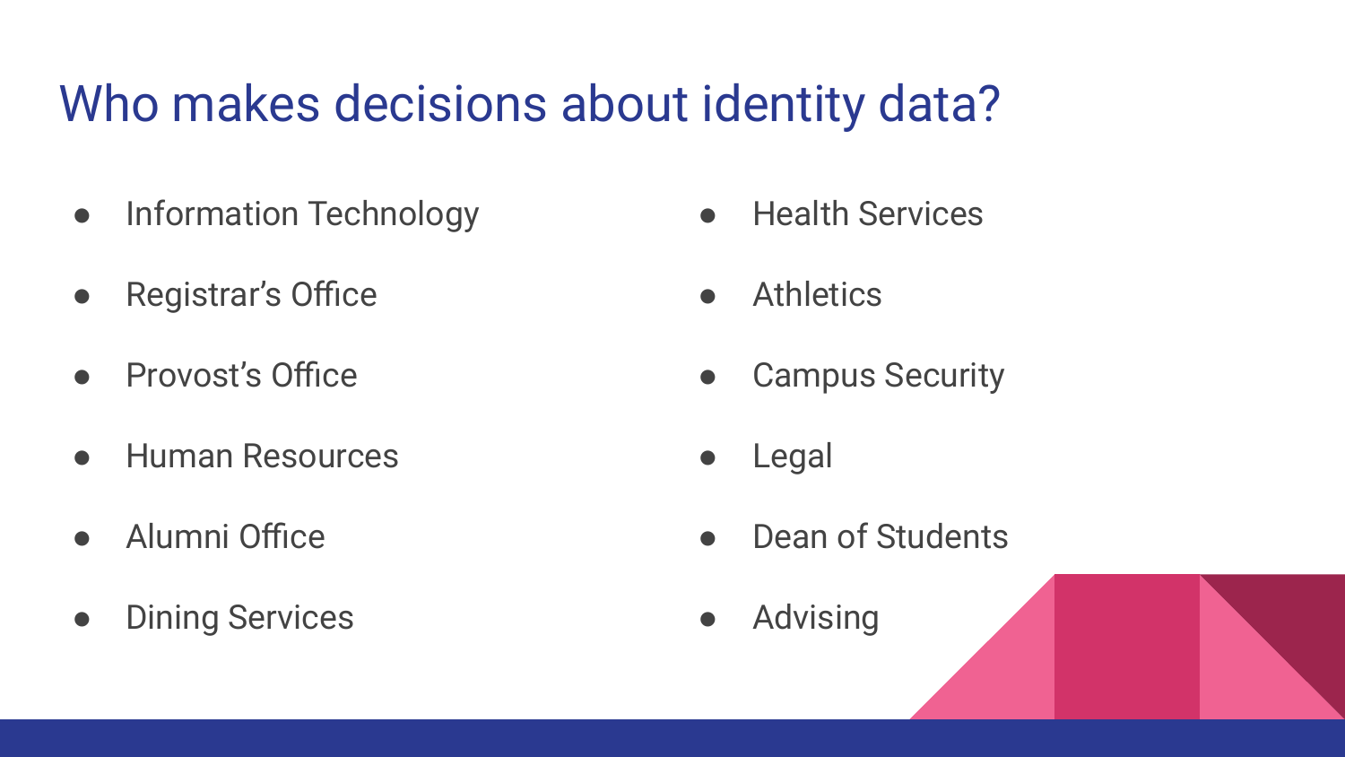# Who makes decisions about identity data?

- Information Technology
- Registrar’s Office
- Provost’s Office
- Human Resources
- Alumni Office
- Dining Services
- Health Services
- Athletics
- Campus Security
- Legal
- Dean of Students
- Advising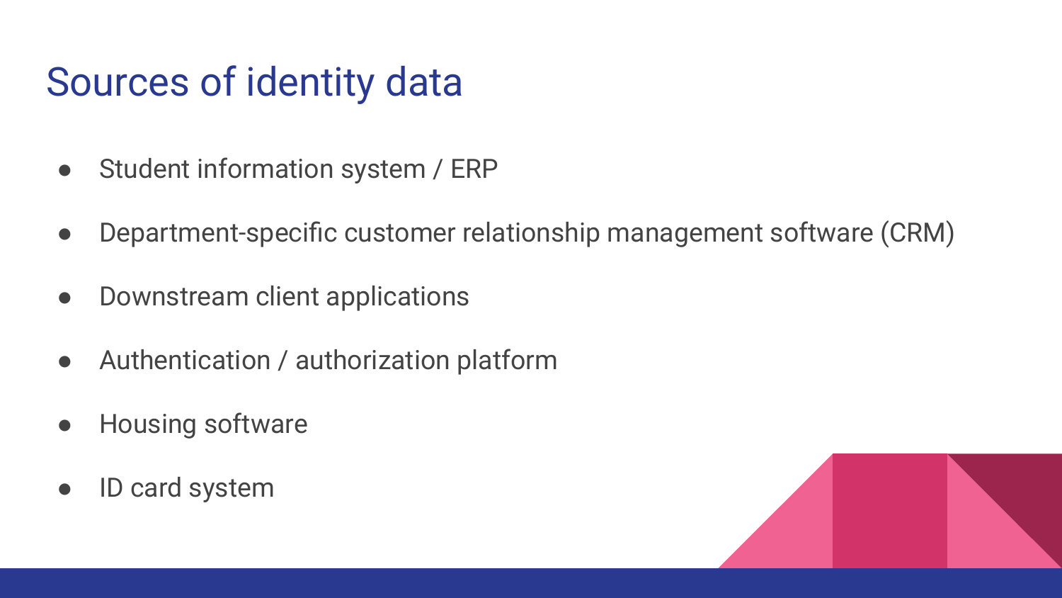# Sources of identity data

- Student information system / ERP
- Department-specific customer relationship management software (CRM)
- Downstream client applications
- Authentication / authorization platform
- Housing software
- ID card system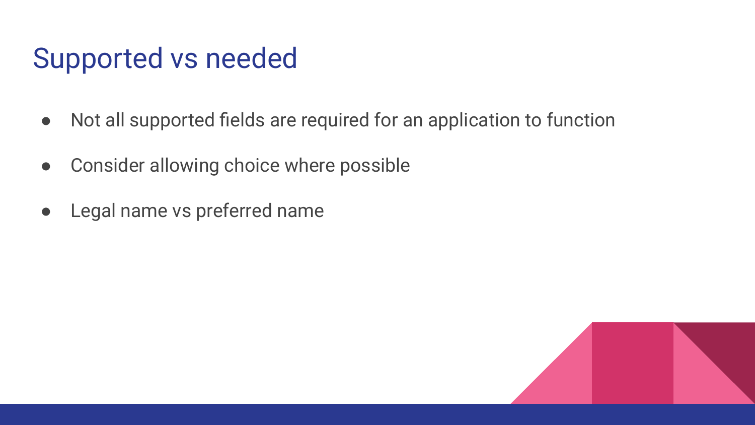# Supported vs needed

- Not all supported fields are required for an application to function
- Consider allowing choice where possible
- Legal name vs preferred name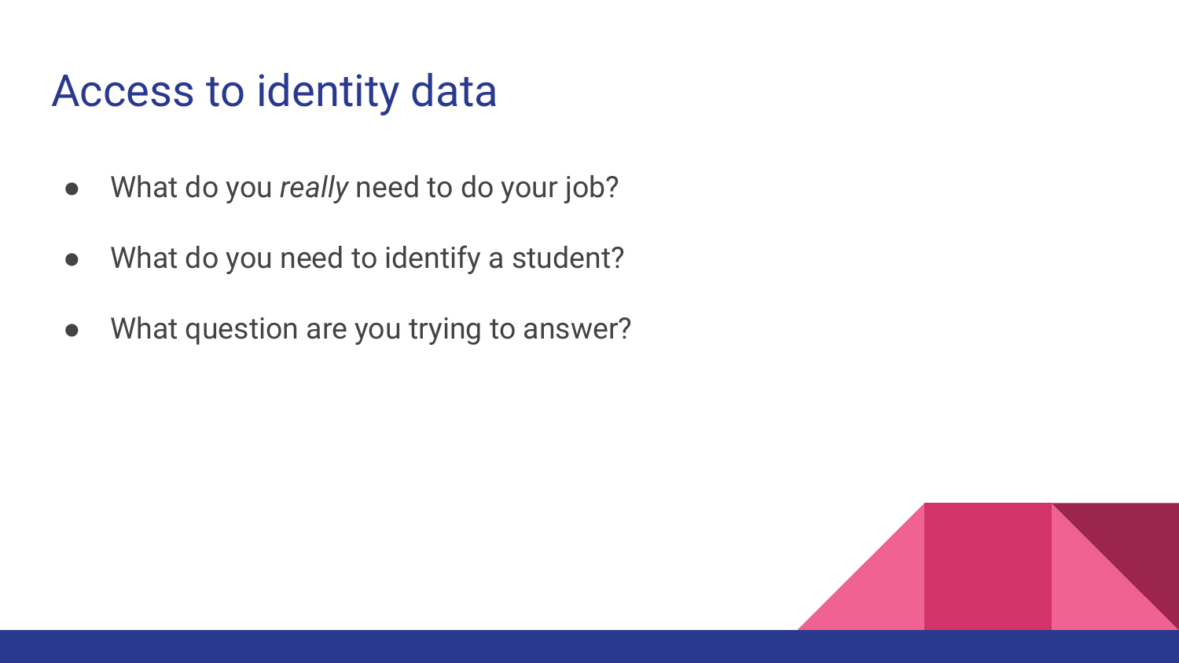# Access to identity data

- What do you *really* need to do your job?
- What do you need to identify a student?
- What question are you trying to answer?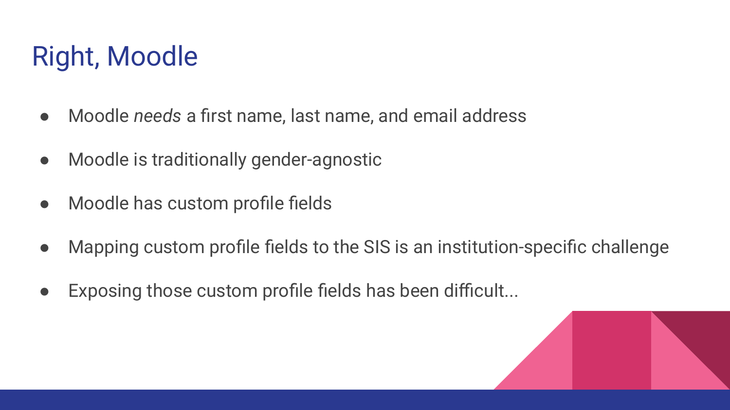# Right, Moodle

- Moodle *needs* a first name, last name, and email address
- Moodle is traditionally gender-agnostic
- Moodle has custom profile fields
- Mapping custom profile fields to the SIS is an institution-specific challenge
- Exposing those custom profile fields has been difficult...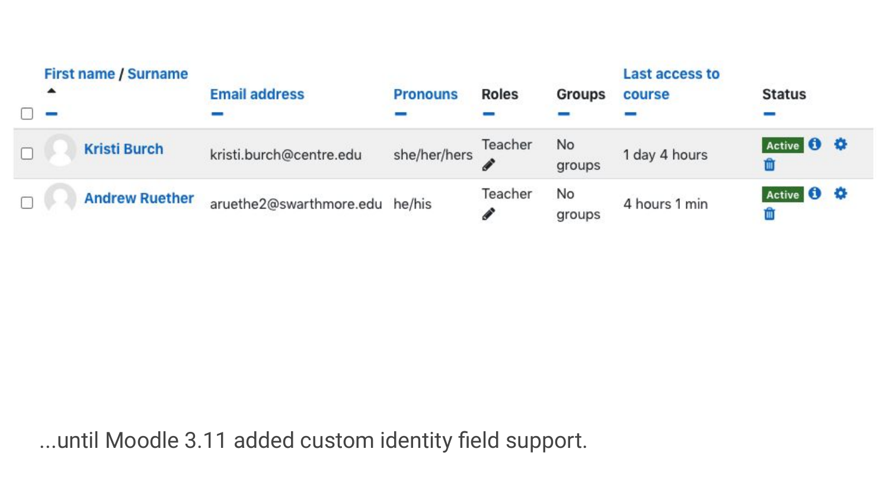| First name / Surname | Email address | Pronouns | Roles | Groups | Last access to course | Status |
| --- | --- | --- | --- | --- | --- | --- |
| Kristi Burch | kristi.burch@centre.edu | she/her/hers | Teacher | No groups | 1 day 4 hours | Active |
| Andrew Ruether | aruethe2@swarthmore.edu | he/his | Teacher | No groups | 4 hours 1 min | Active |

...until Moodle 3.11 added custom identity field support.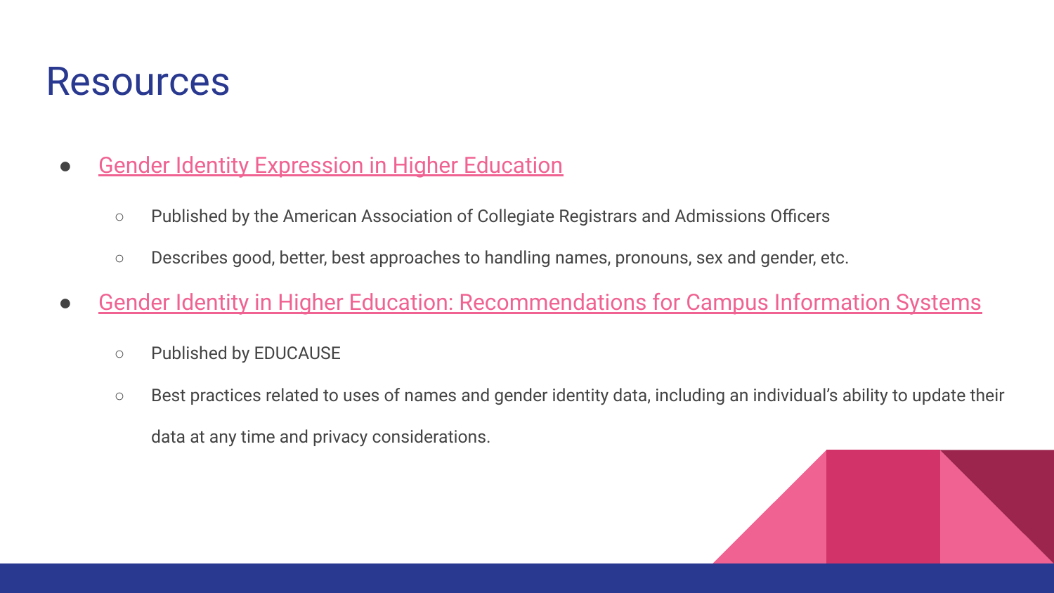# Resources

- Gender Identity Expression in Higher Education
  - Published by the American Association of Collegiate Registrars and Admissions Officers
  - Describes good, better, best approaches to handling names, pronouns, sex and gender, etc.
- Gender Identity in Higher Education: Recommendations for Campus Information Systems
  - Published by EDUCAUSE
  - Best practices related to uses of names and gender identity data, including an individual's ability to update their data at any time and privacy considerations.